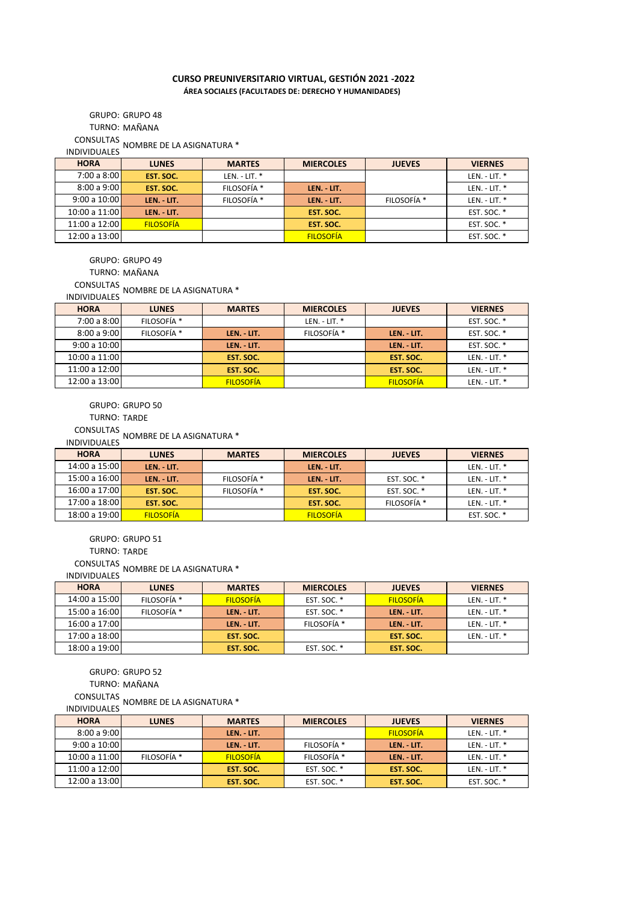# CURSO PREUNIVERSITARIO VIRTUAL, GESTIÓN 2021 -2022

## ÁREA SOCIALES (FACULTADES DE: DERECHO Y HUMANIDADES)

GRUPO: GRUPO 48

TURNO: MAÑANA

CONSULTAS INDIVIDUALES NOMBRE DE LA ASIGNATURA *

| HORA | LUNES | MARTES | MIERCOLES | JUEVES | VIERNES |
|---|---|---|---|---|---|
| 7:00 a 8:00 | **EST. SOC.** | LEN. - LIT. * | | | LEN. - LIT. * |
| 8:00 a 9:00 | **EST. SOC.** | FILOSOFÍA * | **LEN. - LIT.** | | LEN. - LIT. * |
| 9:00 a 10:00 | **LEN. - LIT.** | FILOSOFÍA * | **LEN. - LIT.** | FILOSOFÍA * | LEN. - LIT. * |
| 10:00 a 11:00 | **LEN. - LIT.** | | **EST. SOC.** | | EST. SOC. * |
| 11:00 a 12:00 | FILOSOFÍA | | **EST. SOC.** | | EST. SOC. * |
| 12:00 a 13:00 | | | FILOSOFÍA | | EST. SOC. * |

GRUPO: GRUPO 49

TURNO: MAÑANA

CONSULTAS INDIVIDUALES NOMBRE DE LA ASIGNATURA *

| HORA | LUNES | MARTES | MIERCOLES | JUEVES | VIERNES |
|---|---|---|---|---|---|
| 7:00 a 8:00 | FILOSOFÍA * | | LEN. - LIT. * | | EST. SOC. * |
| 8:00 a 9:00 | FILOSOFÍA * | **LEN. - LIT.** | FILOSOFÍA * | **LEN. - LIT.** | EST. SOC. * |
| 9:00 a 10:00 | | **LEN. - LIT.** | | **LEN. - LIT.** | EST. SOC. * |
| 10:00 a 11:00 | | **EST. SOC.** | | **EST. SOC.** | LEN. - LIT. * |
| 11:00 a 12:00 | | **EST. SOC.** | | **EST. SOC.** | LEN. - LIT. * |
| 12:00 a 13:00 | | FILOSOFÍA | | FILOSOFÍA | LEN. - LIT. * |

GRUPO: GRUPO 50

TURNO: TARDE

CONSULTAS INDIVIDUALES NOMBRE DE LA ASIGNATURA *

| HORA | LUNES | MARTES | MIERCOLES | JUEVES | VIERNES |
|---|---|---|---|---|---|
| 14:00 a 15:00 | **LEN. - LIT.** | | **LEN. - LIT.** | | LEN. - LIT. * |
| 15:00 a 16:00 | **LEN. - LIT.** | FILOSOFÍA * | **LEN. - LIT.** | EST. SOC. * | LEN. - LIT. * |
| 16:00 a 17:00 | **EST. SOC.** | FILOSOFÍA * | **EST. SOC.** | EST. SOC. * | LEN. - LIT. * |
| 17:00 a 18:00 | **EST. SOC.** | | **EST. SOC.** | FILOSOFÍA * | LEN. - LIT. * |
| 18:00 a 19:00 | FILOSOFÍA | | FILOSOFÍA | | EST. SOC. * |

GRUPO: GRUPO 51

TURNO: TARDE

CONSULTAS INDIVIDUALES NOMBRE DE LA ASIGNATURA *

| HORA | LUNES | MARTES | MIERCOLES | JUEVES | VIERNES |
|---|---|---|---|---|---|
| 14:00 a 15:00 | FILOSOFÍA * | FILOSOFÍA | EST. SOC. * | FILOSOFÍA | LEN. - LIT. * |
| 15:00 a 16:00 | FILOSOFÍA * | **LEN. - LIT.** | EST. SOC. * | **LEN. - LIT.** | LEN. - LIT. * |
| 16:00 a 17:00 | | **LEN. - LIT.** | FILOSOFÍA * | **LEN. - LIT.** | LEN. - LIT. * |
| 17:00 a 18:00 | | **EST. SOC.** | | **EST. SOC.** | LEN. - LIT. * |
| 18:00 a 19:00 | | **EST. SOC.** | EST. SOC. * | **EST. SOC.** | |

GRUPO: GRUPO 52

TURNO: MAÑANA

CONSULTAS INDIVIDUALES NOMBRE DE LA ASIGNATURA *

| HORA | LUNES | MARTES | MIERCOLES | JUEVES | VIERNES |
|---|---|---|---|---|---|
| 8:00 a 9:00 | | **LEN. - LIT.** | | FILOSOFÍA | LEN. - LIT. * |
| 9:00 a 10:00 | | **LEN. - LIT.** | FILOSOFÍA * | **LEN. - LIT.** | LEN. - LIT. * |
| 10:00 a 11:00 | FILOSOFÍA * | FILOSOFÍA | FILOSOFÍA * | **LEN. - LIT.** | LEN. - LIT. * |
| 11:00 a 12:00 | | **EST. SOC.** | EST. SOC. * | **EST. SOC.** | LEN. - LIT. * |
| 12:00 a 13:00 | | **EST. SOC.** | EST. SOC. * | **EST. SOC.** | EST. SOC. * |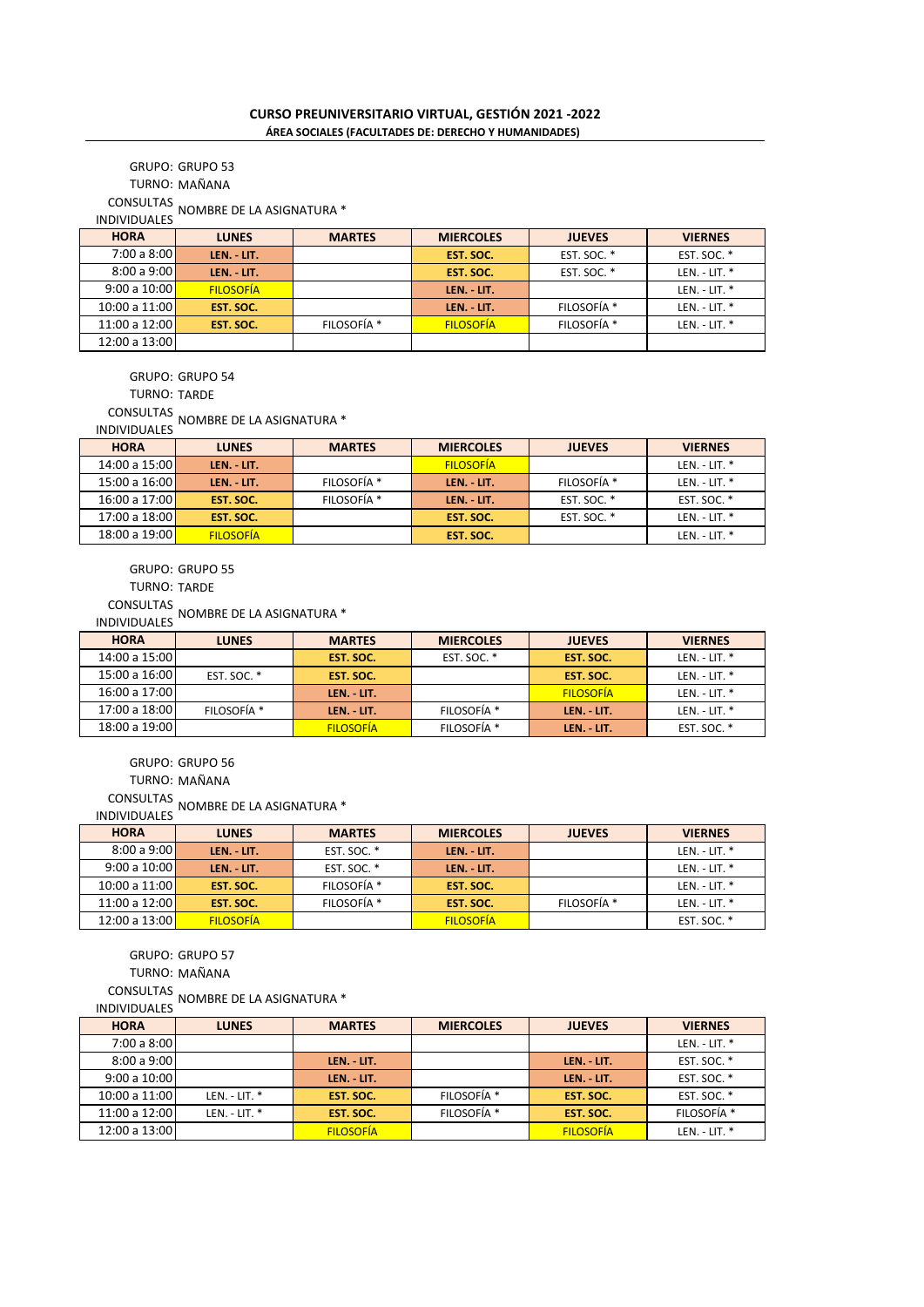## CURSO PREUNIVERSITARIO VIRTUAL, GESTIÓN 2021 -2022

### ÁREA SOCIALES (FACULTADES DE: DERECHO Y HUMANIDADES)

GRUPO: GRUPO 53

TURNO: MAÑANA

CONSULTAS INDIVIDUALES: NOMBRE DE LA ASIGNATURA *

| HORA | LUNES | MARTES | MIERCOLES | JUEVES | VIERNES |
|---|---|---|---|---|---|
| 7:00 a 8:00 | **LEN. - LIT.** | | **EST. SOC.** | EST. SOC. * | EST. SOC. * |
| 8:00 a 9:00 | **LEN. - LIT.** | | **EST. SOC.** | EST. SOC. * | LEN. - LIT. * |
| 9:00 a 10:00 | FILOSOFÍA | | **LEN. - LIT.** | | LEN. - LIT. * |
| 10:00 a 11:00 | **EST. SOC.** | | **LEN. - LIT.** | FILOSOFÍA * | LEN. - LIT. * |
| 11:00 a 12:00 | **EST. SOC.** | FILOSOFÍA * | FILOSOFÍA | FILOSOFÍA * | LEN. - LIT. * |
| 12:00 a 13:00 | | | | | |

GRUPO: GRUPO 54

TURNO: TARDE

CONSULTAS INDIVIDUALES: NOMBRE DE LA ASIGNATURA *

| HORA | LUNES | MARTES | MIERCOLES | JUEVES | VIERNES |
|---|---|---|---|---|---|
| 14:00 a 15:00 | **LEN. - LIT.** | | FILOSOFÍA | | LEN. - LIT. * |
| 15:00 a 16:00 | **LEN. - LIT.** | FILOSOFÍA * | **LEN. - LIT.** | FILOSOFÍA * | LEN. - LIT. * |
| 16:00 a 17:00 | **EST. SOC.** | FILOSOFÍA * | **LEN. - LIT.** | EST. SOC. * | EST. SOC. * |
| 17:00 a 18:00 | **EST. SOC.** | | **EST. SOC.** | EST. SOC. * | LEN. - LIT. * |
| 18:00 a 19:00 | FILOSOFÍA | | **EST. SOC.** | | LEN. - LIT. * |

GRUPO: GRUPO 55

TURNO: TARDE

CONSULTAS INDIVIDUALES: NOMBRE DE LA ASIGNATURA *

| HORA | LUNES | MARTES | MIERCOLES | JUEVES | VIERNES |
|---|---|---|---|---|---|
| 14:00 a 15:00 | | **EST. SOC.** | EST. SOC. * | **EST. SOC.** | LEN. - LIT. * |
| 15:00 a 16:00 | EST. SOC. * | **EST. SOC.** | | **EST. SOC.** | LEN. - LIT. * |
| 16:00 a 17:00 | | **LEN. - LIT.** | | FILOSOFÍA | LEN. - LIT. * |
| 17:00 a 18:00 | FILOSOFÍA * | **LEN. - LIT.** | FILOSOFÍA * | **LEN. - LIT.** | LEN. - LIT. * |
| 18:00 a 19:00 | | FILOSOFÍA | FILOSOFÍA * | **LEN. - LIT.** | EST. SOC. * |

GRUPO: GRUPO 56

TURNO: MAÑANA

CONSULTAS INDIVIDUALES: NOMBRE DE LA ASIGNATURA *

| HORA | LUNES | MARTES | MIERCOLES | JUEVES | VIERNES |
|---|---|---|---|---|---|
| 8:00 a 9:00 | **LEN. - LIT.** | EST. SOC. * | **LEN. - LIT.** | | LEN. - LIT. * |
| 9:00 a 10:00 | **LEN. - LIT.** | EST. SOC. * | **LEN. - LIT.** | | LEN. - LIT. * |
| 10:00 a 11:00 | **EST. SOC.** | FILOSOFÍA * | **EST. SOC.** | | LEN. - LIT. * |
| 11:00 a 12:00 | **EST. SOC.** | FILOSOFÍA * | **EST. SOC.** | FILOSOFÍA * | LEN. - LIT. * |
| 12:00 a 13:00 | FILOSOFÍA | | FILOSOFÍA | | EST. SOC. * |

GRUPO: GRUPO 57

TURNO: MAÑANA

CONSULTAS INDIVIDUALES: NOMBRE DE LA ASIGNATURA *

| HORA | LUNES | MARTES | MIERCOLES | JUEVES | VIERNES |
|---|---|---|---|---|---|
| 7:00 a 8:00 | | | | | LEN. - LIT. * |
| 8:00 a 9:00 | | **LEN. - LIT.** | | **LEN. - LIT.** | EST. SOC. * |
| 9:00 a 10:00 | | **LEN. - LIT.** | | **LEN. - LIT.** | EST. SOC. * |
| 10:00 a 11:00 | LEN. - LIT. * | **EST. SOC.** | FILOSOFÍA * | **EST. SOC.** | EST. SOC. * |
| 11:00 a 12:00 | LEN. - LIT. * | **EST. SOC.** | FILOSOFÍA * | **EST. SOC.** | FILOSOFÍA * |
| 12:00 a 13:00 | | FILOSOFÍA | | FILOSOFÍA | LEN. - LIT. * |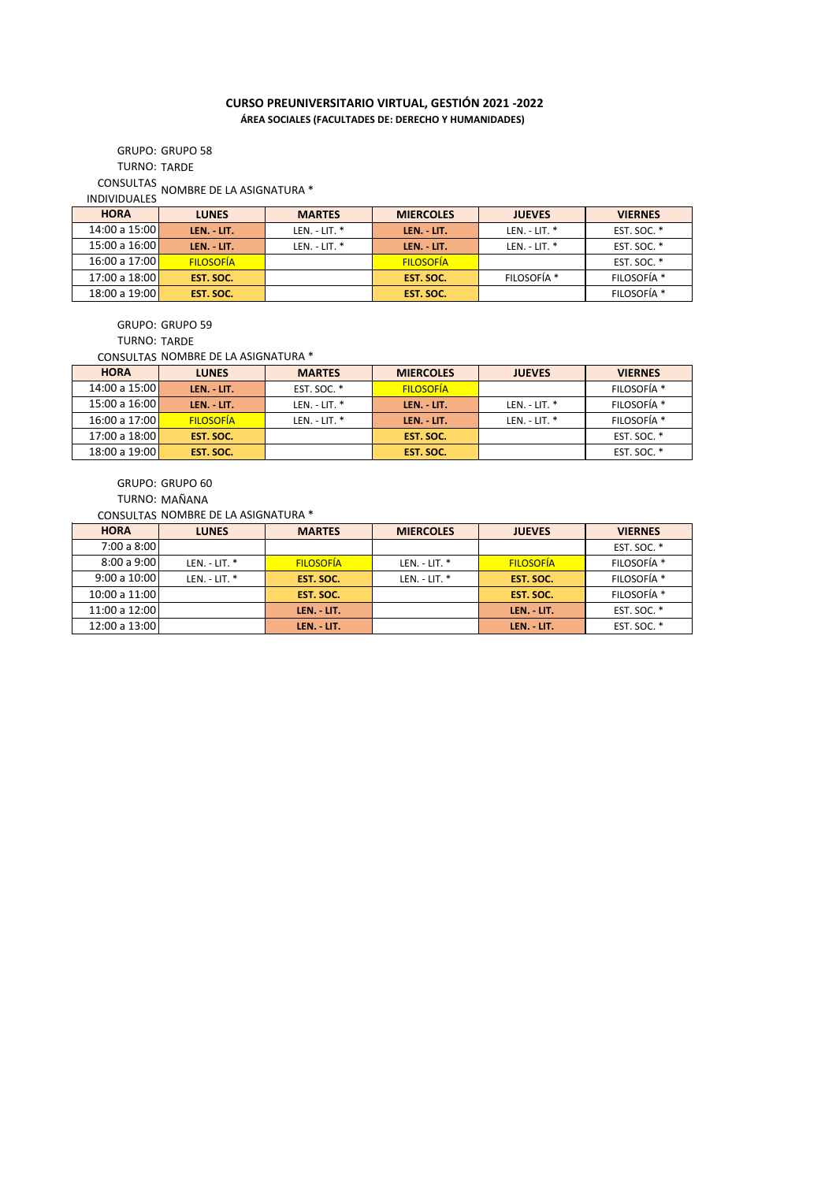**CURSO PREUNIVERSITARIO VIRTUAL, GESTIÓN 2021 -2022**

**ÁREA SOCIALES (FACULTADES DE: DERECHO Y HUMANIDADES)**

GRUPO: GRUPO 58

TURNO: TARDE

CONSULTAS INDIVIDUALES NOMBRE DE LA ASIGNATURA *

| HORA | LUNES | MARTES | MIERCOLES | JUEVES | VIERNES |
|---|---|---|---|---|---|
| 14:00 a 15:00 | **LEN. - LIT.** | LEN. - LIT. * | **LEN. - LIT.** | LEN. - LIT. * | EST. SOC. * |
| 15:00 a 16:00 | **LEN. - LIT.** | LEN. - LIT. * | **LEN. - LIT.** | LEN. - LIT. * | EST. SOC. * |
| 16:00 a 17:00 | FILOSOFÍA | | FILOSOFÍA | | EST. SOC. * |
| 17:00 a 18:00 | **EST. SOC.** | | **EST. SOC.** | FILOSOFÍA * | FILOSOFÍA * |
| 18:00 a 19:00 | **EST. SOC.** | | **EST. SOC.** | | FILOSOFÍA * |

GRUPO: GRUPO 59

TURNO: TARDE

CONSULTAS NOMBRE DE LA ASIGNATURA *

| HORA | LUNES | MARTES | MIERCOLES | JUEVES | VIERNES |
|---|---|---|---|---|---|
| 14:00 a 15:00 | **LEN. - LIT.** | EST. SOC. * | FILOSOFÍA | | FILOSOFÍA * |
| 15:00 a 16:00 | **LEN. - LIT.** | LEN. - LIT. * | **LEN. - LIT.** | LEN. - LIT. * | FILOSOFÍA * |
| 16:00 a 17:00 | FILOSOFÍA | LEN. - LIT. * | **LEN. - LIT.** | LEN. - LIT. * | FILOSOFÍA * |
| 17:00 a 18:00 | **EST. SOC.** | | **EST. SOC.** | | EST. SOC. * |
| 18:00 a 19:00 | **EST. SOC.** | | **EST. SOC.** | | EST. SOC. * |

GRUPO: GRUPO 60

TURNO: MAÑANA

CONSULTAS NOMBRE DE LA ASIGNATURA *

| HORA | LUNES | MARTES | MIERCOLES | JUEVES | VIERNES |
|---|---|---|---|---|---|
| 7:00 a 8:00 | | | | | EST. SOC. * |
| 8:00 a 9:00 | LEN. - LIT. * | FILOSOFÍA | LEN. - LIT. * | FILOSOFÍA | FILOSOFÍA * |
| 9:00 a 10:00 | LEN. - LIT. * | **EST. SOC.** | LEN. - LIT. * | **EST. SOC.** | FILOSOFÍA * |
| 10:00 a 11:00 | | **EST. SOC.** | | **EST. SOC.** | FILOSOFÍA * |
| 11:00 a 12:00 | | **LEN. - LIT.** | | **LEN. - LIT.** | EST. SOC. * |
| 12:00 a 13:00 | | **LEN. - LIT.** | | **LEN. - LIT.** | EST. SOC. * |